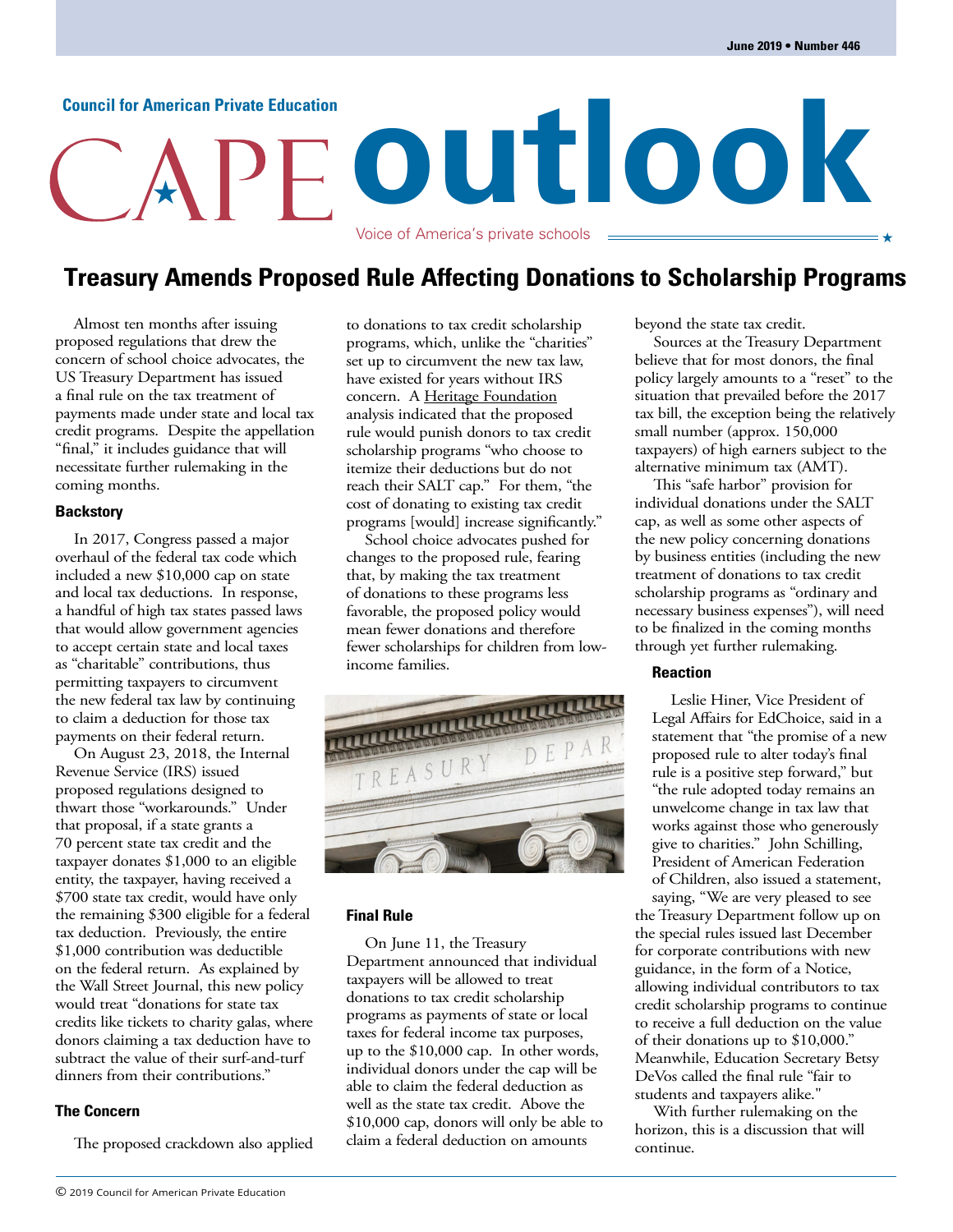June 2019 • Number 446

Council for American Private Education

# CAPE outlook

Voice of America's private schools

## Treasury Amends Proposed Rule Affecting Donations to Scholarship Programs

Almost ten months after issuing proposed regulations that drew the concern of school choice advocates, the US Treasury Department has issued a final rule on the tax treatment of payments made under state and local tax credit programs. Despite the appellation "final," it includes guidance that will necessitate further rulemaking in the coming months.

### Backstory

In 2017, Congress passed a major overhaul of the federal tax code which included a new $10,000 cap on state and local tax deductions. In response, a handful of high tax states passed laws that would allow government agencies to accept certain state and local taxes as "charitable" contributions, thus permitting taxpayers to circumvent the new federal tax law by continuing to claim a deduction for those tax payments on their federal return.

On August 23, 2018, the Internal Revenue Service (IRS) issued proposed regulations designed to thwart those "workarounds." Under that proposal, if a state grants a 70 percent state tax credit and the taxpayer donates $1,000 to an eligible entity, the taxpayer, having received a $700 state tax credit, would have only the remaining $300 eligible for a federal tax deduction. Previously, the entire $1,000 contribution was deductible on the federal return. As explained by the Wall Street Journal, this new policy would treat "donations for state tax credits like tickets to charity galas, where donors claiming a tax deduction have to subtract the value of their surf-and-turf dinners from their contributions."

### The Concern

The proposed crackdown also applied to donations to tax credit scholarship programs, which, unlike the "charities" set up to circumvent the new tax law, have existed for years without IRS concern. A Heritage Foundation analysis indicated that the proposed rule would punish donors to tax credit scholarship programs "who choose to itemize their deductions but do not reach their SALT cap." For them, "the cost of donating to existing tax credit programs [would] increase significantly."

School choice advocates pushed for changes to the proposed rule, fearing that, by making the tax treatment of donations to these programs less favorable, the proposed policy would mean fewer donations and therefore fewer scholarships for children from low-income families.

### Final Rule

On June 11, the Treasury Department announced that individual taxpayers will be allowed to treat donations to tax credit scholarship programs as payments of state or local taxes for federal income tax purposes, up to the $10,000 cap. In other words, individual donors under the cap will be able to claim the federal deduction as well as the state tax credit. Above the $10,000 cap, donors will only be able to claim a federal deduction on amounts beyond the state tax credit.

Sources at the Treasury Department believe that for most donors, the final policy largely amounts to a "reset" to the situation that prevailed before the 2017 tax bill, the exception being the relatively small number (approx. 150,000 taxpayers) of high earners subject to the alternative minimum tax (AMT).

This "safe harbor" provision for individual donations under the SALT cap, as well as some other aspects of the new policy concerning donations by business entities (including the new treatment of donations to tax credit scholarship programs as "ordinary and necessary business expenses"), will need to be finalized in the coming months through yet further rulemaking.

### Reaction

Leslie Hiner, Vice President of Legal Affairs for EdChoice, said in a statement that "the promise of a new proposed rule to alter today's final rule is a positive step forward," but "the rule adopted today remains an unwelcome change in tax law that works against those who generously give to charities." John Schilling, President of American Federation of Children, also issued a statement, saying, "We are very pleased to see the Treasury Department follow up on the special rules issued last December for corporate contributions with new guidance, in the form of a Notice, allowing individual contributors to tax credit scholarship programs to continue to receive a full deduction on the value of their donations up to $10,000." Meanwhile, Education Secretary Betsy DeVos called the final rule "fair to students and taxpayers alike."

With further rulemaking on the horizon, this is a discussion that will continue.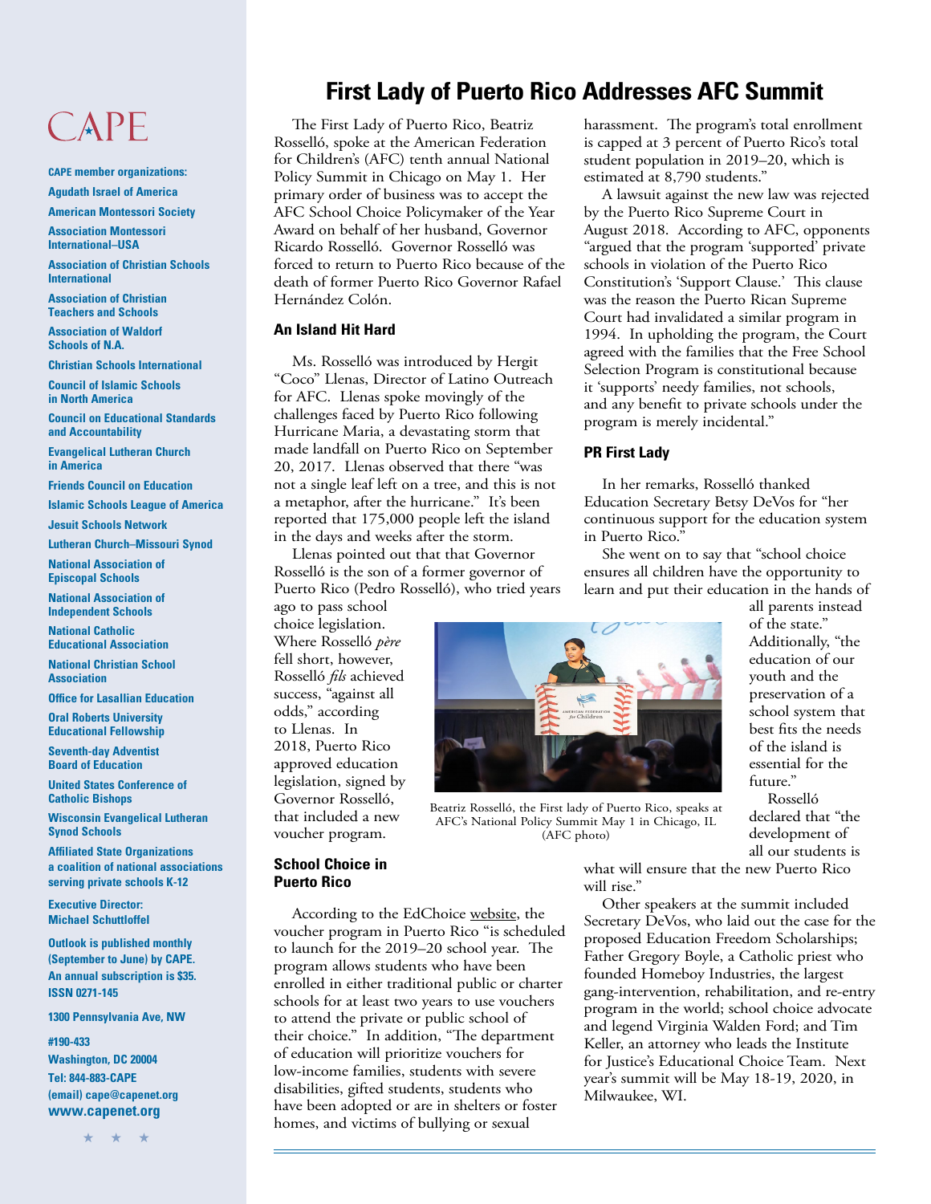# First Lady of Puerto Rico Addresses AFC Summit

The First Lady of Puerto Rico, Beatriz Rosselló, spoke at the American Federation for Children's (AFC) tenth annual National Policy Summit in Chicago on May 1. Her primary order of business was to accept the AFC School Choice Policymaker of the Year Award on behalf of her husband, Governor Ricardo Rosselló. Governor Rosselló was forced to return to Puerto Rico because of the death of former Puerto Rico Governor Rafael Hernández Colón.

### An Island Hit Hard

Ms. Rosselló was introduced by Hergit "Coco" Llenas, Director of Latino Outreach for AFC. Llenas spoke movingly of the challenges faced by Puerto Rico following Hurricane Maria, a devastating storm that made landfall on Puerto Rico on September 20, 2017. Llenas observed that there "was not a single leaf left on a tree, and this is not a metaphor, after the hurricane." It's been reported that 175,000 people left the island in the days and weeks after the storm.

Llenas pointed out that that Governor Rosselló is the son of a former governor of Puerto Rico (Pedro Rosselló), who tried years ago to pass school choice legislation. Where Rosselló *père* fell short, however, Rosselló *fils* achieved success, "against all odds," according to Llenas. In 2018, Puerto Rico approved education legislation, signed by Governor Rosselló, that included a new voucher program.

### School Choice in Puerto Rico

According to the EdChoice website, the voucher program in Puerto Rico "is scheduled to launch for the 2019–20 school year. The program allows students who have been enrolled in either traditional public or charter schools for at least two years to use vouchers to attend the private or public school of their choice." In addition, "The department of education will prioritize vouchers for low-income families, students with severe disabilities, gifted students, students who have been adopted or are in shelters or foster homes, and victims of bullying or sexual harassment. The program's total enrollment is capped at 3 percent of Puerto Rico's total student population in 2019–20, which is estimated at 8,790 students."

A lawsuit against the new law was rejected by the Puerto Rico Supreme Court in August 2018. According to AFC, opponents "argued that the program 'supported' private schools in violation of the Puerto Rico Constitution's 'Support Clause.' This clause was the reason the Puerto Rican Supreme Court had invalidated a similar program in 1994. In upholding the program, the Court agreed with the families that the Free School Selection Program is constitutional because it 'supports' needy families, not schools, and any benefit to private schools under the program is merely incidental."

### PR First Lady

In her remarks, Rosselló thanked Education Secretary Betsy DeVos for "her continuous support for the education system in Puerto Rico."

She went on to say that "school choice ensures all children have the opportunity to learn and put their education in the hands of all parents instead of the state." Additionally, "the education of our youth and the preservation of a school system that best fits the needs of the island is essential for the future."

Beatriz Rosselló, the First lady of Puerto Rico, speaks at AFC's National Policy Summit May 1 in Chicago, IL (AFC photo)

Rosselló declared that "the development of all our students is what will ensure that the new Puerto Rico will rise."

Other speakers at the summit included Secretary DeVos, who laid out the case for the proposed Education Freedom Scholarships; Father Gregory Boyle, a Catholic priest who founded Homeboy Industries, the largest gang-intervention, rehabilitation, and re-entry program in the world; school choice advocate and legend Virginia Walden Ford; and Tim Keller, an attorney who leads the Institute for Justice's Educational Choice Team. Next year's summit will be May 18-19, 2020, in Milwaukee, WI.

---

CAPE

**CAPE member organizations:**

**Agudath Israel of America**
**American Montessori Society**
**Association Montessori International–USA**
**Association of Christian Schools International**
**Association of Christian Teachers and Schools**
**Association of Waldorf Schools of N.A.**
**Christian Schools International**
**Council of Islamic Schools in North America**
**Council on Educational Standards and Accountability**
**Evangelical Lutheran Church in America**
**Friends Council on Education**
**Islamic Schools League of America**
**Jesuit Schools Network**
**Lutheran Church–Missouri Synod**
**National Association of Episcopal Schools**
**National Association of Independent Schools**
**National Catholic Educational Association**
**National Christian School Association**
**Office for Lasallian Education**
**Oral Roberts University Educational Fellowship**
**Seventh-day Adventist Board of Education**
**United States Conference of Catholic Bishops**
**Wisconsin Evangelical Lutheran Synod Schools**
**Affiliated State Organizations**

**a coalition of national associations serving private schools K-12**

**Executive Director: Michael Schuttloffel**

**Outlook is published monthly (September to June) by CAPE. An annual subscription is $35. ISSN 0271-145**

**1300 Pennsylvania Ave, NW #190-433 Washington, DC 20004 Tel: 844-883-CAPE (email) cape@capenet.org www.capenet.org**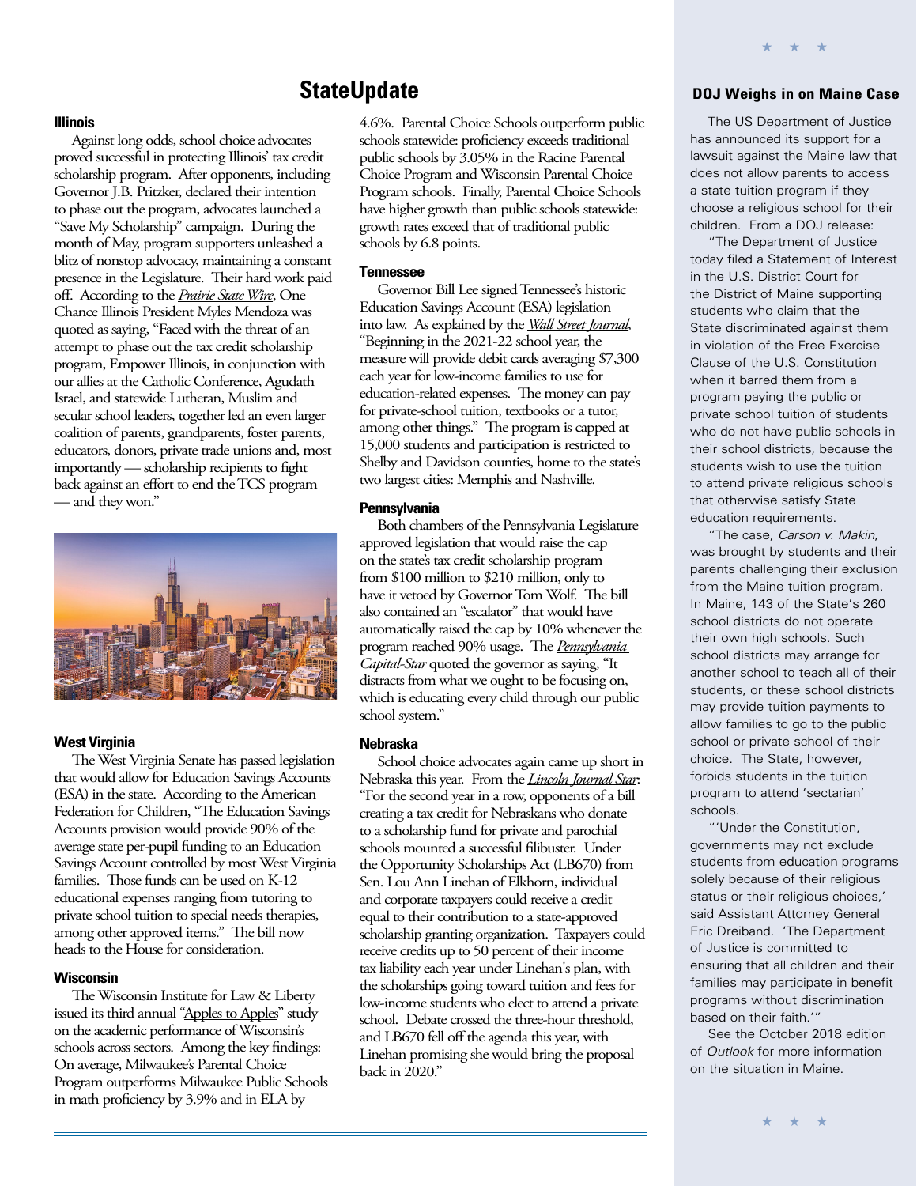# StateUpdate

### Illinois

Against long odds, school choice advocates proved successful in protecting Illinois' tax credit scholarship program. After opponents, including Governor J.B. Pritzker, declared their intention to phase out the program, advocates launched a "Save My Scholarship" campaign. During the month of May, program supporters unleashed a blitz of nonstop advocacy, maintaining a constant presence in the Legislature. Their hard work paid off. According to the *Prairie State Wire*, One Chance Illinois President Myles Mendoza was quoted as saying, "Faced with the threat of an attempt to phase out the tax credit scholarship program, Empower Illinois, in conjunction with our allies at the Catholic Conference, Agudath Israel, and statewide Lutheran, Muslim and secular school leaders, together led an even larger coalition of parents, grandparents, foster parents, educators, donors, private trade unions and, most importantly — scholarship recipients to fight back against an effort to end the TCS program — and they won."

### West Virginia

The West Virginia Senate has passed legislation that would allow for Education Savings Accounts (ESA) in the state. According to the American Federation for Children, "The Education Savings Accounts provision would provide 90% of the average state per-pupil funding to an Education Savings Account controlled by most West Virginia families. Those funds can be used on K-12 educational expenses ranging from tutoring to private school tuition to special needs therapies, among other approved items." The bill now heads to the House for consideration.

### Wisconsin

The Wisconsin Institute for Law & Liberty issued its third annual "Apples to Apples" study on the academic performance of Wisconsin's schools across sectors. Among the key findings: On average, Milwaukee's Parental Choice Program outperforms Milwaukee Public Schools in math proficiency by 3.9% and in ELA by 4.6%. Parental Choice Schools outperform public schools statewide: proficiency exceeds traditional public schools by 3.05% in the Racine Parental Choice Program and Wisconsin Parental Choice Program schools. Finally, Parental Choice Schools have higher growth than public schools statewide: growth rates exceed that of traditional public schools by 6.8 points.

### Tennessee

Governor Bill Lee signed Tennessee's historic Education Savings Account (ESA) legislation into law. As explained by the *Wall Street Journal*, "Beginning in the 2021-22 school year, the measure will provide debit cards averaging $7,300 each year for low-income families to use for education-related expenses. The money can pay for private-school tuition, textbooks or a tutor, among other things." The program is capped at 15,000 students and participation is restricted to Shelby and Davidson counties, home to the state's two largest cities: Memphis and Nashville.

### Pennsylvania

Both chambers of the Pennsylvania Legislature approved legislation that would raise the cap on the state's tax credit scholarship program from $100 million to $210 million, only to have it vetoed by Governor Tom Wolf. The bill also contained an "escalator" that would have automatically raised the cap by 10% whenever the program reached 90% usage. The *Pennsylvania Capital-Star* quoted the governor as saying, "It distracts from what we ought to be focusing on, which is educating every child through our public school system."

### Nebraska

School choice advocates again came up short in Nebraska this year. From the *Lincoln Journal Star*: "For the second year in a row, opponents of a bill creating a tax credit for Nebraskans who donate to a scholarship fund for private and parochial schools mounted a successful filibuster. Under the Opportunity Scholarships Act (LB670) from Sen. Lou Ann Linehan of Elkhorn, individual and corporate taxpayers could receive a credit equal to their contribution to a state-approved scholarship granting organization. Taxpayers could receive credits up to 50 percent of their income tax liability each year under Linehan's plan, with the scholarships going toward tuition and fees for low-income students who elect to attend a private school. Debate crossed the three-hour threshold, and LB670 fell off the agenda this year, with Linehan promising she would bring the proposal back in 2020."

## DOJ Weighs in on Maine Case

The US Department of Justice has announced its support for a lawsuit against the Maine law that does not allow parents to access a state tuition program if they choose a religious school for their children. From a DOJ release:

"The Department of Justice today filed a Statement of Interest in the U.S. District Court for the District of Maine supporting students who claim that the State discriminated against them in violation of the Free Exercise Clause of the U.S. Constitution when it barred them from a program paying the public or private school tuition of students who do not have public schools in their school districts, because the students wish to use the tuition to attend private religious schools that otherwise satisfy State education requirements.

"The case, *Carson v. Makin*, was brought by students and their parents challenging their exclusion from the Maine tuition program. In Maine, 143 of the State's 260 school districts do not operate their own high schools. Such school districts may arrange for another school to teach all of their students, or these school districts may provide tuition payments to allow families to go to the public school or private school of their choice. The State, however, forbids students in the tuition program to attend 'sectarian' schools.

"'Under the Constitution, governments may not exclude students from education programs solely because of their religious status or their religious choices,' said Assistant Attorney General Eric Dreiband. 'The Department of Justice is committed to ensuring that all children and their families may participate in benefit programs without discrimination based on their faith.'"

See the October 2018 edition of *Outlook* for more information on the situation in Maine.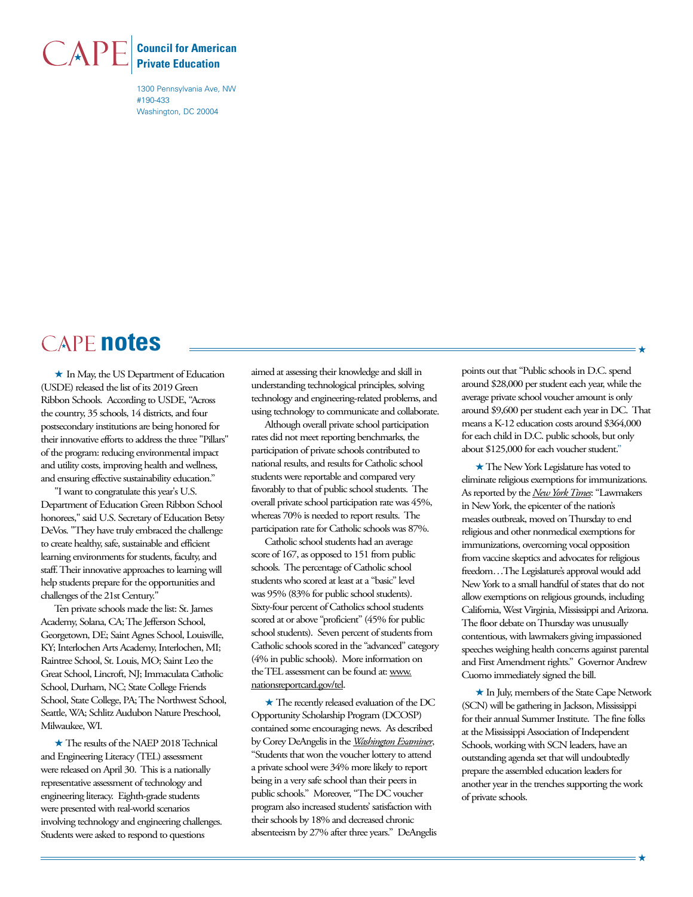CAPE | Council for American Private Education

1300 Pennsylvania Ave, NW
#190-433
Washington, DC 20004

# CAPE notes

★ In May, the US Department of Education (USDE) released the list of its 2019 Green Ribbon Schools. According to USDE, "Across the country, 35 schools, 14 districts, and four postsecondary institutions are being honored for their innovative efforts to address the three "Pillars" of the program: reducing environmental impact and utility costs, improving health and wellness, and ensuring effective sustainability education."

"I want to congratulate this year's U.S. Department of Education Green Ribbon School honorees," said U.S. Secretary of Education Betsy DeVos. "They have truly embraced the challenge to create healthy, safe, sustainable and efficient learning environments for students, faculty, and staff. Their innovative approaches to learning will help students prepare for the opportunities and challenges of the 21st Century."

Ten private schools made the list: St. James Academy, Solana, CA; The Jefferson School, Georgetown, DE; Saint Agnes School, Louisville, KY; Interlochen Arts Academy, Interlochen, MI; Raintree School, St. Louis, MO; Saint Leo the Great School, Lincroft, NJ; Immaculata Catholic School, Durham, NC; State College Friends School, State College, PA; The Northwest School, Seattle, WA; Schlitz Audubon Nature Preschool, Milwaukee, WI.

★ The results of the NAEP 2018 Technical and Engineering Literacy (TEL) assessment were released on April 30. This is a nationally representative assessment of technology and engineering literacy. Eighth-grade students were presented with real-world scenarios involving technology and engineering challenges. Students were asked to respond to questions aimed at assessing their knowledge and skill in understanding technological principles, solving technology and engineering-related problems, and using technology to communicate and collaborate.

Although overall private school participation rates did not meet reporting benchmarks, the participation of private schools contributed to national results, and results for Catholic school students were reportable and compared very favorably to that of public school students. The overall private school participation rate was 45%, whereas 70% is needed to report results. The participation rate for Catholic schools was 87%.

Catholic school students had an average score of 167, as opposed to 151 from public schools. The percentage of Catholic school students who scored at least at a "basic" level was 95% (83% for public school students). Sixty-four percent of Catholics school students scored at or above "proficient" (45% for public school students). Seven percent of students from Catholic schools scored in the "advanced" category (4% in public schools). More information on the TEL assessment can be found at: www.nationsreportcard.gov/tel.

★ The recently released evaluation of the DC Opportunity Scholarship Program (DCOSP) contained some encouraging news. As described by Corey DeAngelis in the *Washington Examiner*, "Students that won the voucher lottery to attend a private school were 34% more likely to report being in a very safe school than their peers in public schools." Moreover, "The DC voucher program also increased students' satisfaction with their schools by 18% and decreased chronic absenteeism by 27% after three years." DeAngelis points out that "Public schools in D.C. spend around $28,000 per student each year, while the average private school voucher amount is only around $9,600 per student each year in DC. That means a K-12 education costs around $364,000 for each child in D.C. public schools, but only about $125,000 for each voucher student."

★ The New York Legislature has voted to eliminate religious exemptions for immunizations. As reported by the *New York Times*: "Lawmakers in New York, the epicenter of the nation's measles outbreak, moved on Thursday to end religious and other nonmedical exemptions for immunizations, overcoming vocal opposition from vaccine skeptics and advocates for religious freedom…The Legislature's approval would add New York to a small handful of states that do not allow exemptions on religious grounds, including California, West Virginia, Mississippi and Arizona. The floor debate on Thursday was unusually contentious, with lawmakers giving impassioned speeches weighing health concerns against parental and First Amendment rights." Governor Andrew Cuomo immediately signed the bill.

★ In July, members of the State Cape Network (SCN) will be gathering in Jackson, Mississippi for their annual Summer Institute. The fine folks at the Mississippi Association of Independent Schools, working with SCN leaders, have an outstanding agenda set that will undoubtedly prepare the assembled education leaders for another year in the trenches supporting the work of private schools.